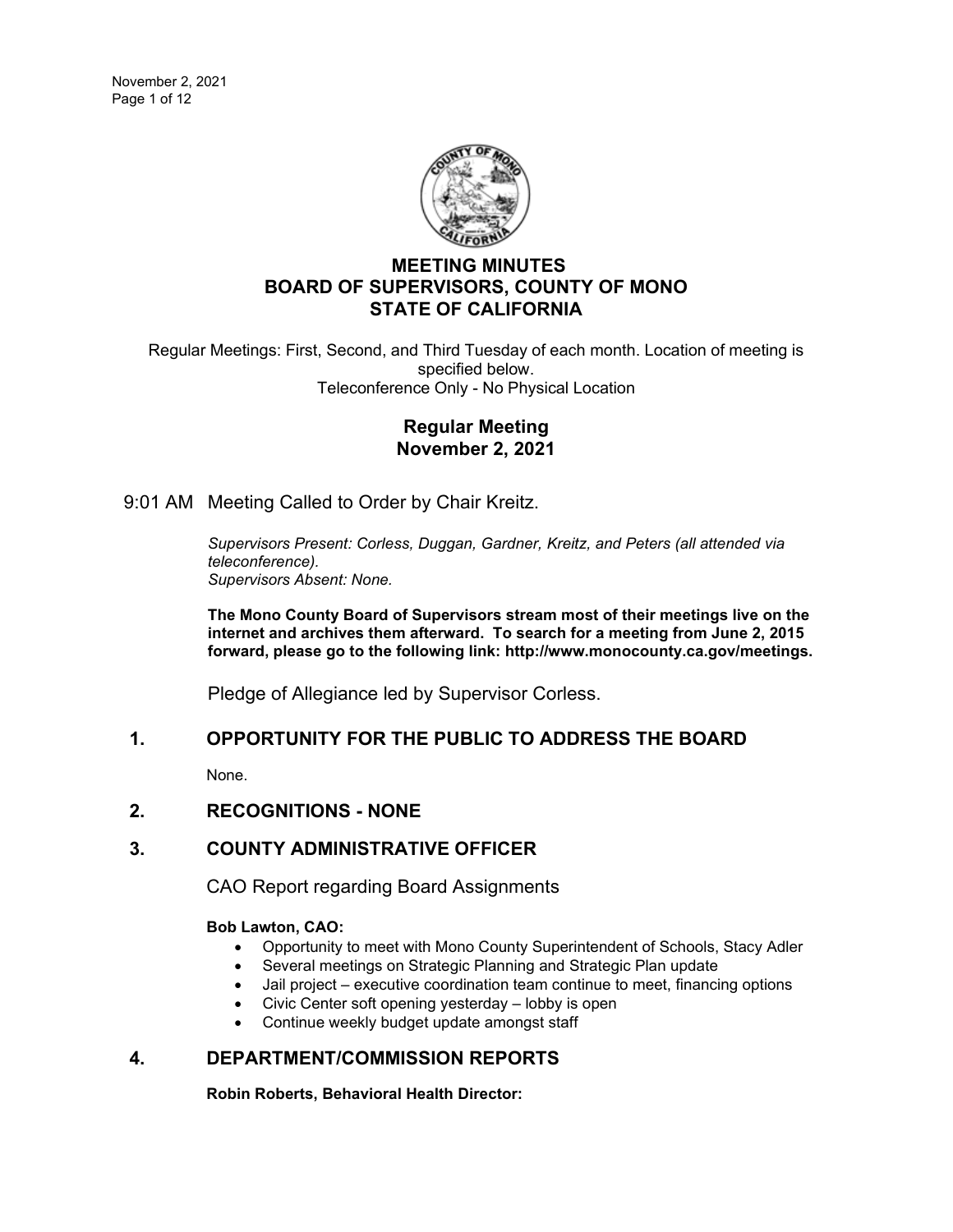# MEETING MINUTES
# BOARD OF SUPERVISORS, COUNTY OF MONO
# STATE OF CALIFORNIA

Regular Meetings: First, Second, and Third Tuesday of each month. Location of meeting is specified below.
Teleconference Only - No Physical Location

## Regular Meeting
## November 2, 2021

9:01 AM Meeting Called to Order by Chair Kreitz.

*Supervisors Present: Corless, Duggan, Gardner, Kreitz, and Peters (all attended via teleconference).*
*Supervisors Absent: None.*

**The Mono County Board of Supervisors stream most of their meetings live on the internet and archives them afterward. To search for a meeting from June 2, 2015 forward, please go to the following link: http://www.monocounty.ca.gov/meetings.**

Pledge of Allegiance led by Supervisor Corless.

## 1. OPPORTUNITY FOR THE PUBLIC TO ADDRESS THE BOARD

None.

## 2. RECOGNITIONS - NONE

## 3. COUNTY ADMINISTRATIVE OFFICER

CAO Report regarding Board Assignments

**Bob Lawton, CAO:**

- Opportunity to meet with Mono County Superintendent of Schools, Stacy Adler
- Several meetings on Strategic Planning and Strategic Plan update
- Jail project – executive coordination team continue to meet, financing options
- Civic Center soft opening yesterday – lobby is open
- Continue weekly budget update amongst staff

## 4. DEPARTMENT/COMMISSION REPORTS

**Robin Roberts, Behavioral Health Director:**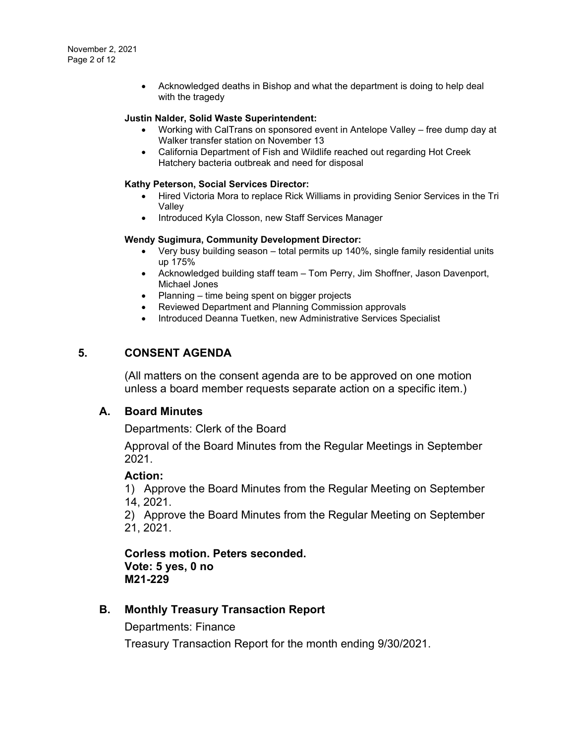- Acknowledged deaths in Bishop and what the department is doing to help deal with the tragedy

**Justin Nalder, Solid Waste Superintendent:**

- Working with CalTrans on sponsored event in Antelope Valley – free dump day at Walker transfer station on November 13
- California Department of Fish and Wildlife reached out regarding Hot Creek Hatchery bacteria outbreak and need for disposal

**Kathy Peterson, Social Services Director:**

- Hired Victoria Mora to replace Rick Williams in providing Senior Services in the Tri Valley
- Introduced Kyla Closson, new Staff Services Manager

**Wendy Sugimura, Community Development Director:**

- Very busy building season – total permits up 140%, single family residential units up 175%
- Acknowledged building staff team – Tom Perry, Jim Shoffner, Jason Davenport, Michael Jones
- Planning – time being spent on bigger projects
- Reviewed Department and Planning Commission approvals
- Introduced Deanna Tuetken, new Administrative Services Specialist

## 5. CONSENT AGENDA

(All matters on the consent agenda are to be approved on one motion unless a board member requests separate action on a specific item.)

### A. Board Minutes

Departments: Clerk of the Board

Approval of the Board Minutes from the Regular Meetings in September 2021.

**Action:**

1) Approve the Board Minutes from the Regular Meeting on September 14, 2021.

2) Approve the Board Minutes from the Regular Meeting on September 21, 2021.

**Corless motion. Peters seconded.**
**Vote: 5 yes, 0 no**
**M21-229**

### B. Monthly Treasury Transaction Report

Departments: Finance

Treasury Transaction Report for the month ending 9/30/2021.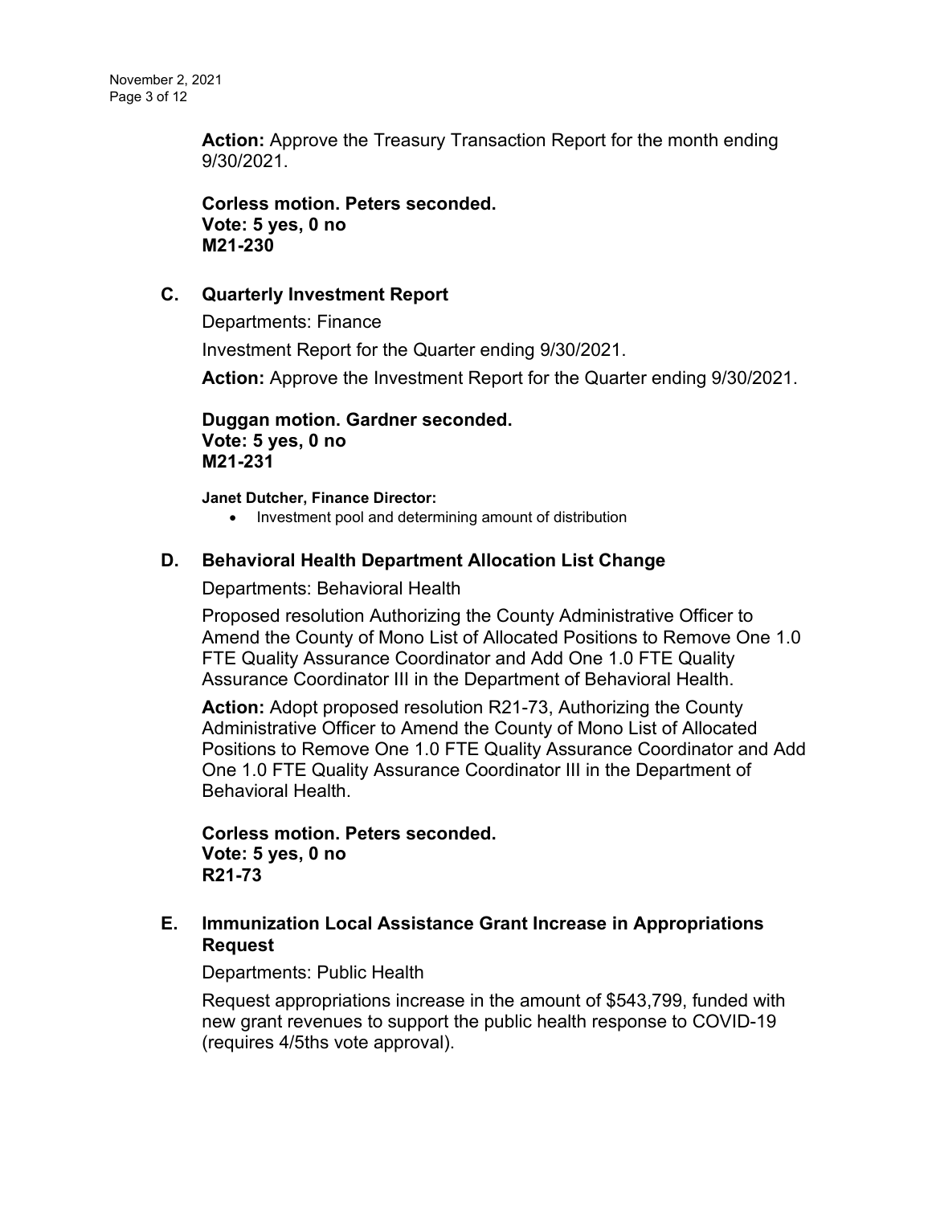**Action:** Approve the Treasury Transaction Report for the month ending 9/30/2021.

**Corless motion. Peters seconded.**
**Vote: 5 yes, 0 no**
**M21-230**

### C. Quarterly Investment Report

Departments: Finance

Investment Report for the Quarter ending 9/30/2021.

**Action:** Approve the Investment Report for the Quarter ending 9/30/2021.

**Duggan motion. Gardner seconded.**
**Vote: 5 yes, 0 no**
**M21-231**

**Janet Dutcher, Finance Director:**

- Investment pool and determining amount of distribution

### D. Behavioral Health Department Allocation List Change

Departments: Behavioral Health

Proposed resolution Authorizing the County Administrative Officer to Amend the County of Mono List of Allocated Positions to Remove One 1.0 FTE Quality Assurance Coordinator and Add One 1.0 FTE Quality Assurance Coordinator III in the Department of Behavioral Health.

**Action:** Adopt proposed resolution R21-73, Authorizing the County Administrative Officer to Amend the County of Mono List of Allocated Positions to Remove One 1.0 FTE Quality Assurance Coordinator and Add One 1.0 FTE Quality Assurance Coordinator III in the Department of Behavioral Health.

**Corless motion. Peters seconded.**
**Vote: 5 yes, 0 no**
**R21-73**

### E. Immunization Local Assistance Grant Increase in Appropriations Request

Departments: Public Health

Request appropriations increase in the amount of $543,799, funded with new grant revenues to support the public health response to COVID-19 (requires 4/5ths vote approval).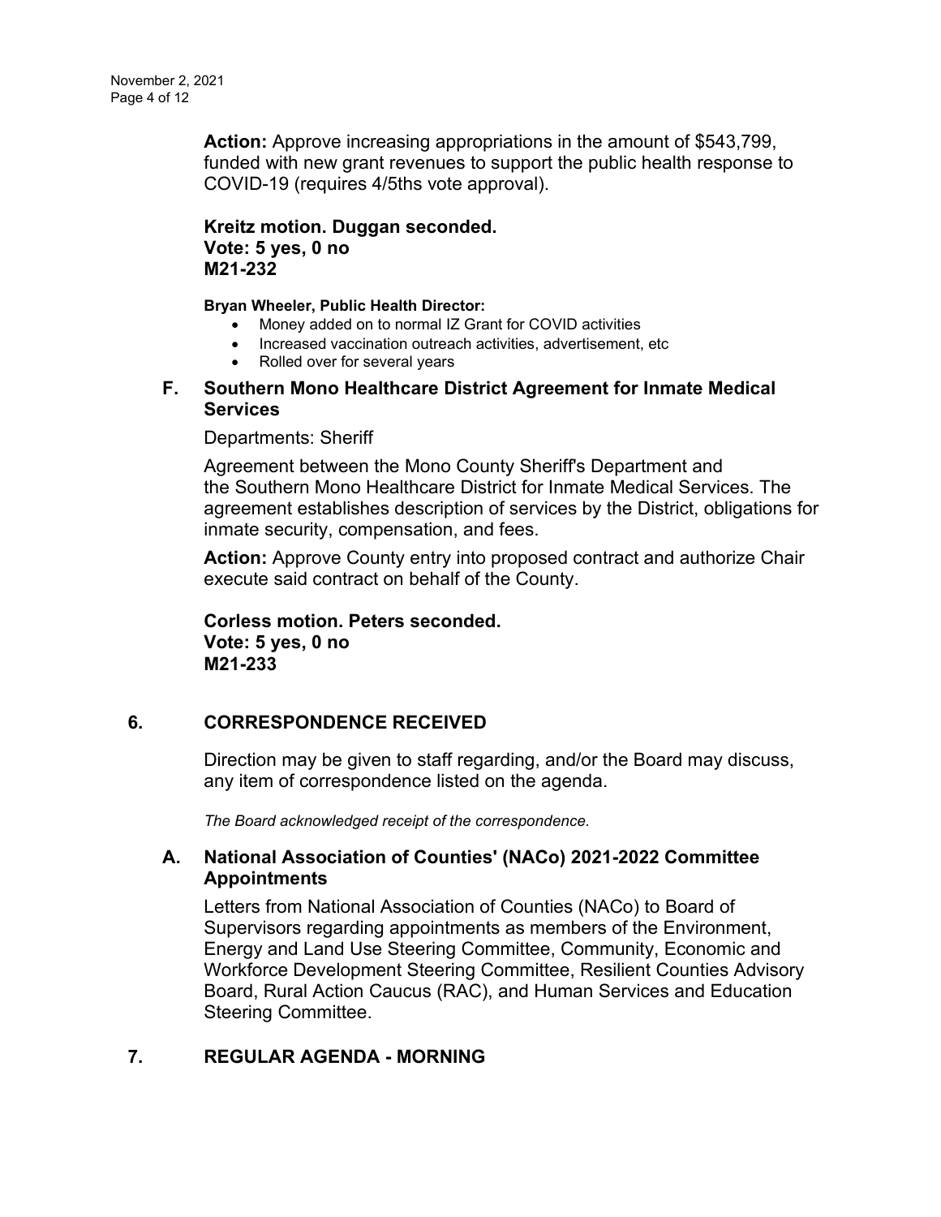**Action:** Approve increasing appropriations in the amount of $543,799, funded with new grant revenues to support the public health response to COVID-19 (requires 4/5ths vote approval).

**Kreitz motion. Duggan seconded.**
**Vote: 5 yes, 0 no**
**M21-232**

**Bryan Wheeler, Public Health Director:**

- Money added on to normal IZ Grant for COVID activities
- Increased vaccination outreach activities, advertisement, etc
- Rolled over for several years

### F. Southern Mono Healthcare District Agreement for Inmate Medical Services

Departments: Sheriff

Agreement between the Mono County Sheriff's Department and the Southern Mono Healthcare District for Inmate Medical Services. The agreement establishes description of services by the District, obligations for inmate security, compensation, and fees.

**Action:** Approve County entry into proposed contract and authorize Chair execute said contract on behalf of the County.

**Corless motion. Peters seconded.**
**Vote: 5 yes, 0 no**
**M21-233**

## 6. CORRESPONDENCE RECEIVED

Direction may be given to staff regarding, and/or the Board may discuss, any item of correspondence listed on the agenda.

*The Board acknowledged receipt of the correspondence.*

### A. National Association of Counties' (NACo) 2021-2022 Committee Appointments

Letters from National Association of Counties (NACo) to Board of Supervisors regarding appointments as members of the Environment, Energy and Land Use Steering Committee, Community, Economic and Workforce Development Steering Committee, Resilient Counties Advisory Board, Rural Action Caucus (RAC), and Human Services and Education Steering Committee.

## 7. REGULAR AGENDA - MORNING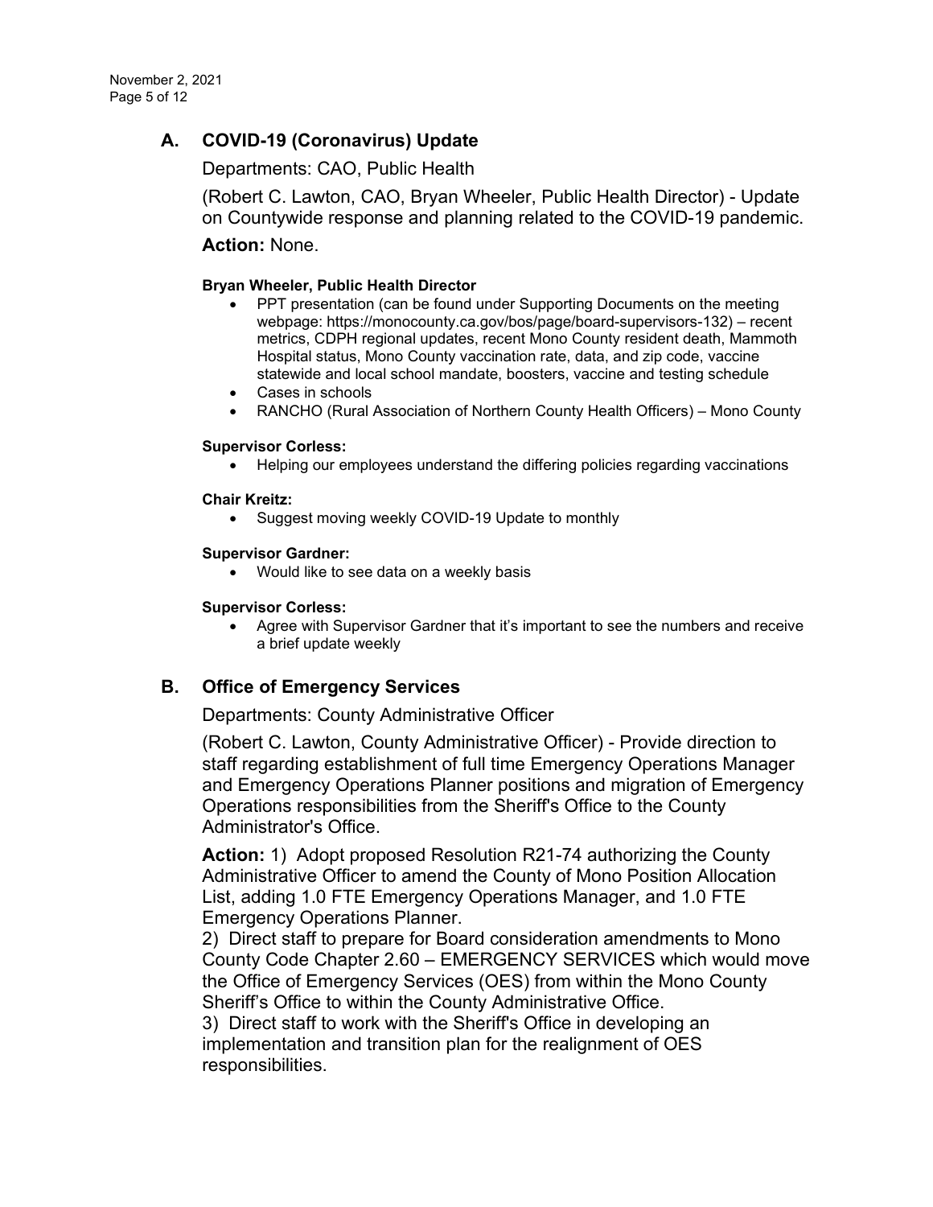## A. COVID-19 (Coronavirus) Update

Departments: CAO, Public Health

(Robert C. Lawton, CAO, Bryan Wheeler, Public Health Director) - Update on Countywide response and planning related to the COVID-19 pandemic.

**Action:** None.

**Bryan Wheeler, Public Health Director**

- PPT presentation (can be found under Supporting Documents on the meeting webpage: https://monocounty.ca.gov/bos/page/board-supervisors-132) – recent metrics, CDPH regional updates, recent Mono County resident death, Mammoth Hospital status, Mono County vaccination rate, data, and zip code, vaccine statewide and local school mandate, boosters, vaccine and testing schedule
- Cases in schools
- RANCHO (Rural Association of Northern County Health Officers) – Mono County

**Supervisor Corless:**

- Helping our employees understand the differing policies regarding vaccinations

**Chair Kreitz:**

- Suggest moving weekly COVID-19 Update to monthly

**Supervisor Gardner:**

- Would like to see data on a weekly basis

**Supervisor Corless:**

- Agree with Supervisor Gardner that it's important to see the numbers and receive a brief update weekly

## B. Office of Emergency Services

Departments: County Administrative Officer

(Robert C. Lawton, County Administrative Officer) - Provide direction to staff regarding establishment of full time Emergency Operations Manager and Emergency Operations Planner positions and migration of Emergency Operations responsibilities from the Sheriff's Office to the County Administrator's Office.

**Action:** 1) Adopt proposed Resolution R21-74 authorizing the County Administrative Officer to amend the County of Mono Position Allocation List, adding 1.0 FTE Emergency Operations Manager, and 1.0 FTE Emergency Operations Planner.

2) Direct staff to prepare for Board consideration amendments to Mono County Code Chapter 2.60 – EMERGENCY SERVICES which would move the Office of Emergency Services (OES) from within the Mono County Sheriff's Office to within the County Administrative Office.

3) Direct staff to work with the Sheriff's Office in developing an implementation and transition plan for the realignment of OES responsibilities.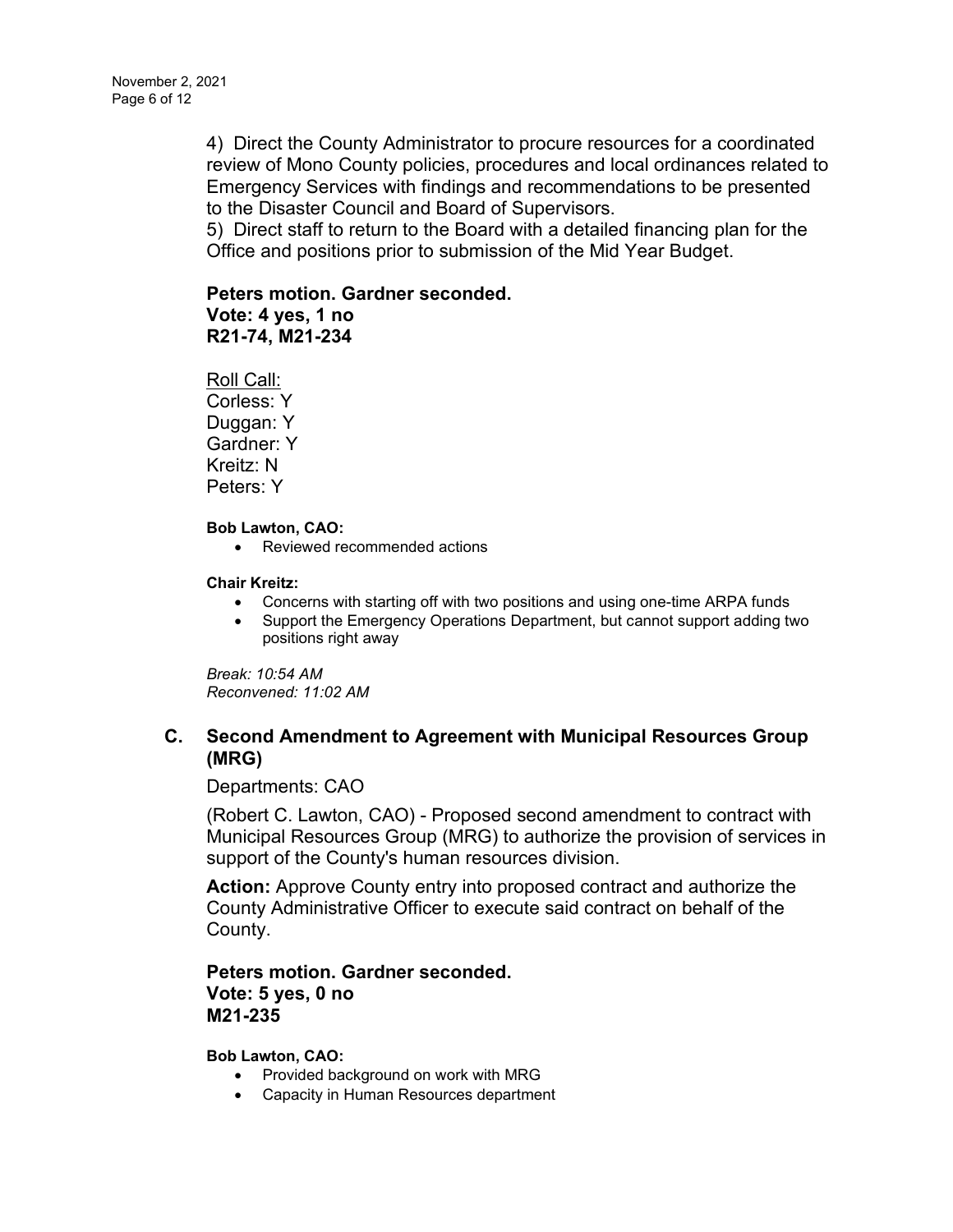4) Direct the County Administrator to procure resources for a coordinated review of Mono County policies, procedures and local ordinances related to Emergency Services with findings and recommendations to be presented to the Disaster Council and Board of Supervisors.

5) Direct staff to return to the Board with a detailed financing plan for the Office and positions prior to submission of the Mid Year Budget.

**Peters motion. Gardner seconded.**
**Vote: 4 yes, 1 no**
**R21-74, M21-234**

Roll Call:
Corless: Y
Duggan: Y
Gardner: Y
Kreitz: N
Peters: Y

**Bob Lawton, CAO:**

- Reviewed recommended actions

**Chair Kreitz:**

- Concerns with starting off with two positions and using one-time ARPA funds
- Support the Emergency Operations Department, but cannot support adding two positions right away

*Break: 10:54 AM*
*Reconvened: 11:02 AM*

## C. Second Amendment to Agreement with Municipal Resources Group (MRG)

Departments: CAO

(Robert C. Lawton, CAO) - Proposed second amendment to contract with Municipal Resources Group (MRG) to authorize the provision of services in support of the County's human resources division.

**Action:** Approve County entry into proposed contract and authorize the County Administrative Officer to execute said contract on behalf of the County.

**Peters motion. Gardner seconded.**
**Vote: 5 yes, 0 no**
**M21-235**

**Bob Lawton, CAO:**

- Provided background on work with MRG
- Capacity in Human Resources department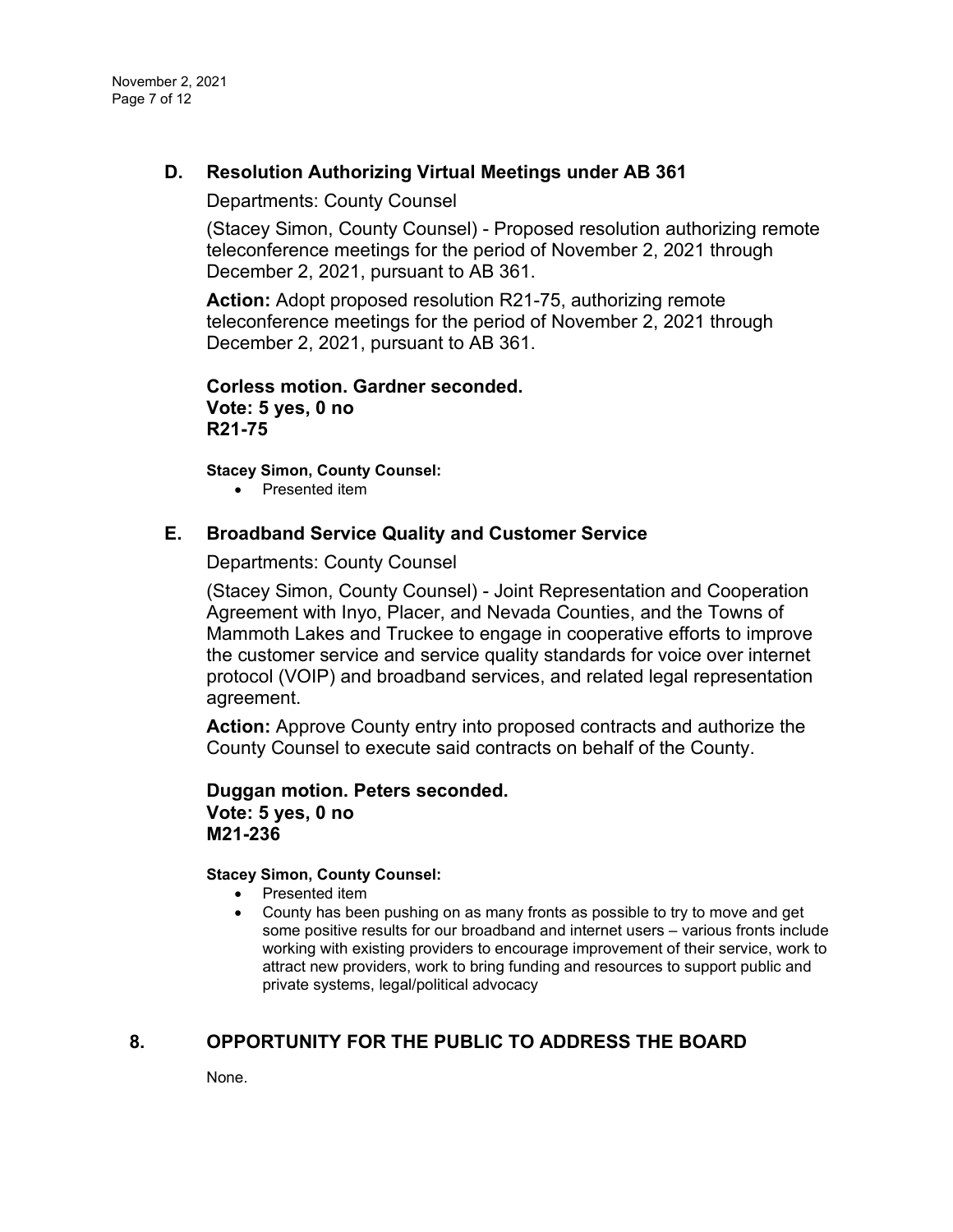### D. Resolution Authorizing Virtual Meetings under AB 361

Departments: County Counsel

(Stacey Simon, County Counsel) - Proposed resolution authorizing remote teleconference meetings for the period of November 2, 2021 through December 2, 2021, pursuant to AB 361.

**Action:** Adopt proposed resolution R21-75, authorizing remote teleconference meetings for the period of November 2, 2021 through December 2, 2021, pursuant to AB 361.

**Corless motion. Gardner seconded.**
**Vote: 5 yes, 0 no**
**R21-75**

**Stacey Simon, County Counsel:**

- Presented item

### E. Broadband Service Quality and Customer Service

Departments: County Counsel

(Stacey Simon, County Counsel) - Joint Representation and Cooperation Agreement with Inyo, Placer, and Nevada Counties, and the Towns of Mammoth Lakes and Truckee to engage in cooperative efforts to improve the customer service and service quality standards for voice over internet protocol (VOIP) and broadband services, and related legal representation agreement.

**Action:** Approve County entry into proposed contracts and authorize the County Counsel to execute said contracts on behalf of the County.

**Duggan motion. Peters seconded.**
**Vote: 5 yes, 0 no**
**M21-236**

**Stacey Simon, County Counsel:**

- Presented item
- County has been pushing on as many fronts as possible to try to move and get some positive results for our broadband and internet users – various fronts include working with existing providers to encourage improvement of their service, work to attract new providers, work to bring funding and resources to support public and private systems, legal/political advocacy

## 8. OPPORTUNITY FOR THE PUBLIC TO ADDRESS THE BOARD

None.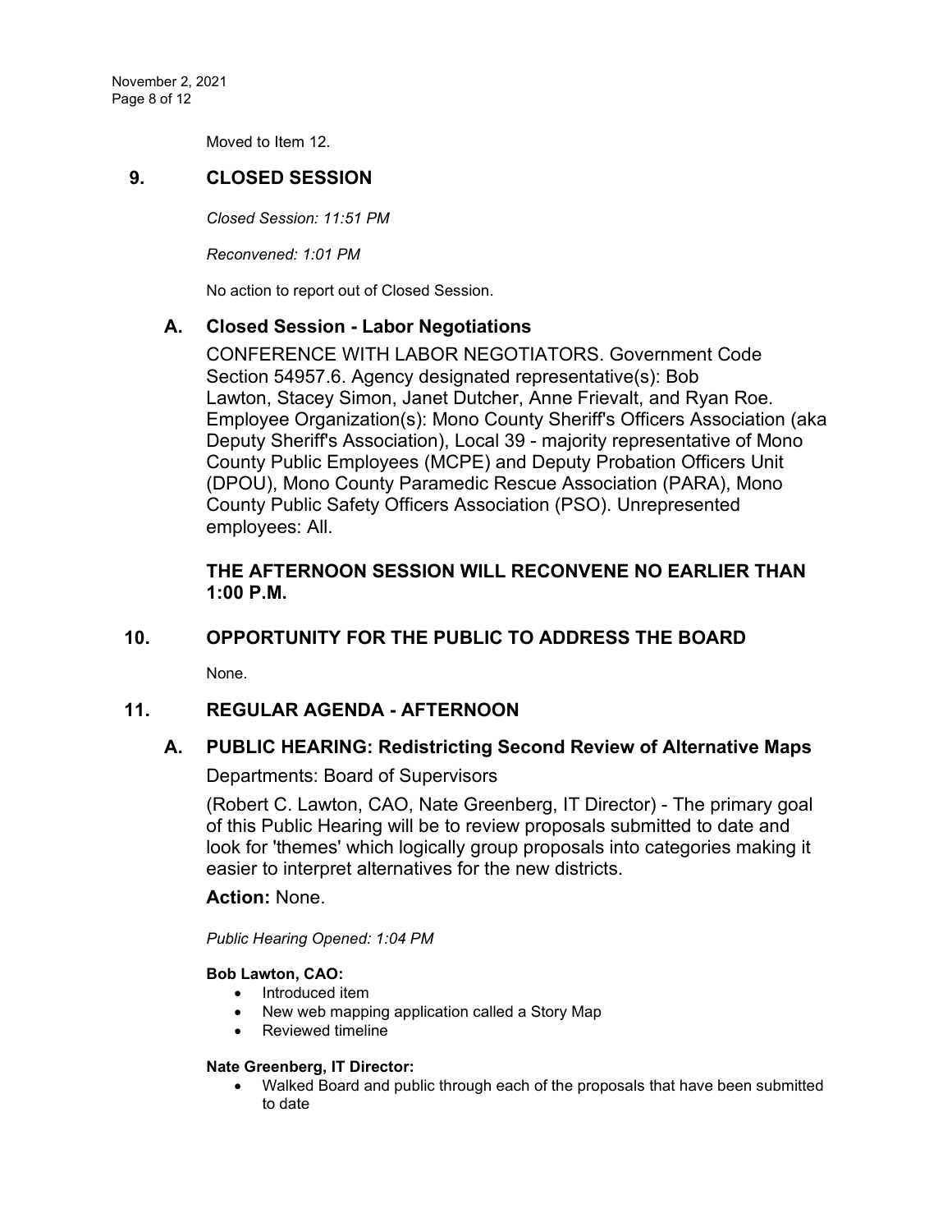Moved to Item 12.

## 9. CLOSED SESSION

*Closed Session: 11:51 PM*

*Reconvened: 1:01 PM*

No action to report out of Closed Session.

### A. Closed Session - Labor Negotiations

CONFERENCE WITH LABOR NEGOTIATORS. Government Code Section 54957.6. Agency designated representative(s): Bob Lawton, Stacey Simon, Janet Dutcher, Anne Frievalt, and Ryan Roe. Employee Organization(s): Mono County Sheriff's Officers Association (aka Deputy Sheriff's Association), Local 39 - majority representative of Mono County Public Employees (MCPE) and Deputy Probation Officers Unit (DPOU), Mono County Paramedic Rescue Association (PARA), Mono County Public Safety Officers Association (PSO). Unrepresented employees: All.

**THE AFTERNOON SESSION WILL RECONVENE NO EARLIER THAN 1:00 P.M.**

## 10. OPPORTUNITY FOR THE PUBLIC TO ADDRESS THE BOARD

None.

## 11. REGULAR AGENDA - AFTERNOON

### A. PUBLIC HEARING: Redistricting Second Review of Alternative Maps

Departments: Board of Supervisors

(Robert C. Lawton, CAO, Nate Greenberg, IT Director) - The primary goal of this Public Hearing will be to review proposals submitted to date and look for 'themes' which logically group proposals into categories making it easier to interpret alternatives for the new districts.

**Action:** None.

*Public Hearing Opened: 1:04 PM*

**Bob Lawton, CAO:**

- Introduced item
- New web mapping application called a Story Map
- Reviewed timeline

**Nate Greenberg, IT Director:**

- Walked Board and public through each of the proposals that have been submitted to date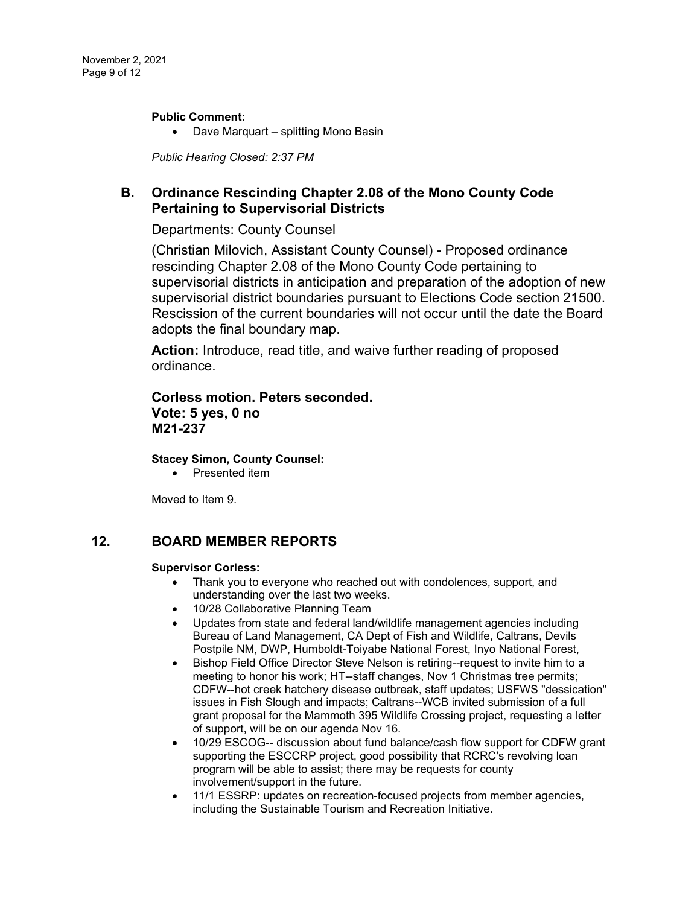**Public Comment:**

- Dave Marquart – splitting Mono Basin

*Public Hearing Closed: 2:37 PM*

## B. Ordinance Rescinding Chapter 2.08 of the Mono County Code Pertaining to Supervisorial Districts

Departments: County Counsel

(Christian Milovich, Assistant County Counsel) - Proposed ordinance rescinding Chapter 2.08 of the Mono County Code pertaining to supervisorial districts in anticipation and preparation of the adoption of new supervisorial district boundaries pursuant to Elections Code section 21500. Rescission of the current boundaries will not occur until the date the Board adopts the final boundary map.

**Action:** Introduce, read title, and waive further reading of proposed ordinance.

**Corless motion. Peters seconded.**
**Vote: 5 yes, 0 no**
**M21-237**

**Stacey Simon, County Counsel:**

- Presented item

Moved to Item 9.

## 12. BOARD MEMBER REPORTS

**Supervisor Corless:**

- Thank you to everyone who reached out with condolences, support, and understanding over the last two weeks.
- 10/28 Collaborative Planning Team
- Updates from state and federal land/wildlife management agencies including Bureau of Land Management, CA Dept of Fish and Wildlife, Caltrans, Devils Postpile NM, DWP, Humboldt-Toiyabe National Forest, Inyo National Forest,
- Bishop Field Office Director Steve Nelson is retiring--request to invite him to a meeting to honor his work; HT--staff changes, Nov 1 Christmas tree permits; CDFW--hot creek hatchery disease outbreak, staff updates; USFWS "dessication" issues in Fish Slough and impacts; Caltrans--WCB invited submission of a full grant proposal for the Mammoth 395 Wildlife Crossing project, requesting a letter of support, will be on our agenda Nov 16.
- 10/29 ESCOG-- discussion about fund balance/cash flow support for CDFW grant supporting the ESCCRP project, good possibility that RCRC's revolving loan program will be able to assist; there may be requests for county involvement/support in the future.
- 11/1 ESSRP: updates on recreation-focused projects from member agencies, including the Sustainable Tourism and Recreation Initiative.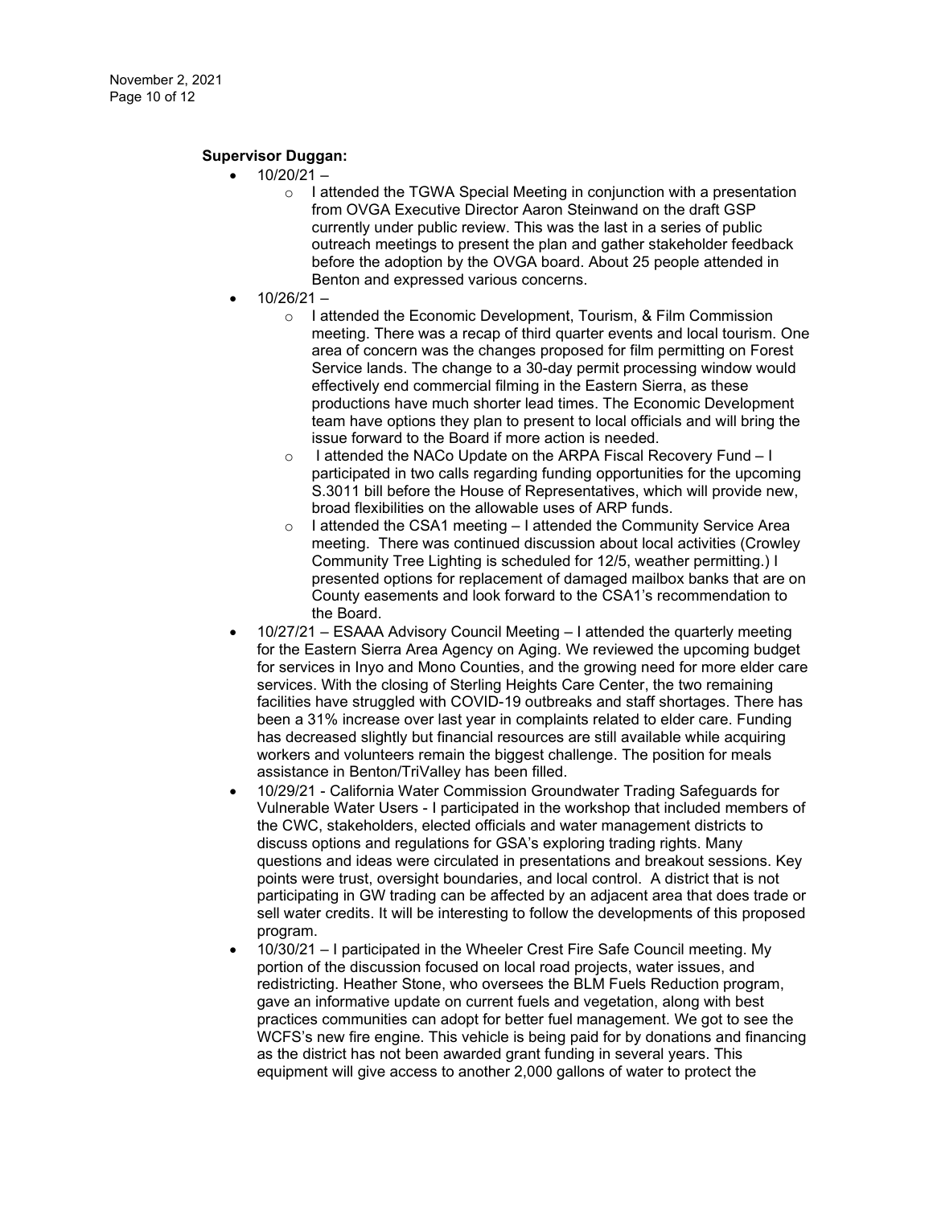**Supervisor Duggan:**

- 10/20/21 –
  - I attended the TGWA Special Meeting in conjunction with a presentation from OVGA Executive Director Aaron Steinwand on the draft GSP currently under public review. This was the last in a series of public outreach meetings to present the plan and gather stakeholder feedback before the adoption by the OVGA board. About 25 people attended in Benton and expressed various concerns.
- 10/26/21 –
  - I attended the Economic Development, Tourism, & Film Commission meeting. There was a recap of third quarter events and local tourism. One area of concern was the changes proposed for film permitting on Forest Service lands. The change to a 30-day permit processing window would effectively end commercial filming in the Eastern Sierra, as these productions have much shorter lead times. The Economic Development team have options they plan to present to local officials and will bring the issue forward to the Board if more action is needed.
  - I attended the NACo Update on the ARPA Fiscal Recovery Fund – I participated in two calls regarding funding opportunities for the upcoming S.3011 bill before the House of Representatives, which will provide new, broad flexibilities on the allowable uses of ARP funds.
  - I attended the CSA1 meeting – I attended the Community Service Area meeting. There was continued discussion about local activities (Crowley Community Tree Lighting is scheduled for 12/5, weather permitting.) I presented options for replacement of damaged mailbox banks that are on County easements and look forward to the CSA1's recommendation to the Board.
- 10/27/21 – ESAAA Advisory Council Meeting – I attended the quarterly meeting for the Eastern Sierra Area Agency on Aging. We reviewed the upcoming budget for services in Inyo and Mono Counties, and the growing need for more elder care services. With the closing of Sterling Heights Care Center, the two remaining facilities have struggled with COVID-19 outbreaks and staff shortages. There has been a 31% increase over last year in complaints related to elder care. Funding has decreased slightly but financial resources are still available while acquiring workers and volunteers remain the biggest challenge. The position for meals assistance in Benton/TriValley has been filled.
- 10/29/21 - California Water Commission Groundwater Trading Safeguards for Vulnerable Water Users - I participated in the workshop that included members of the CWC, stakeholders, elected officials and water management districts to discuss options and regulations for GSA's exploring trading rights. Many questions and ideas were circulated in presentations and breakout sessions. Key points were trust, oversight boundaries, and local control. A district that is not participating in GW trading can be affected by an adjacent area that does trade or sell water credits. It will be interesting to follow the developments of this proposed program.
- 10/30/21 – I participated in the Wheeler Crest Fire Safe Council meeting. My portion of the discussion focused on local road projects, water issues, and redistricting. Heather Stone, who oversees the BLM Fuels Reduction program, gave an informative update on current fuels and vegetation, along with best practices communities can adopt for better fuel management. We got to see the WCFS's new fire engine. This vehicle is being paid for by donations and financing as the district has not been awarded grant funding in several years. This equipment will give access to another 2,000 gallons of water to protect the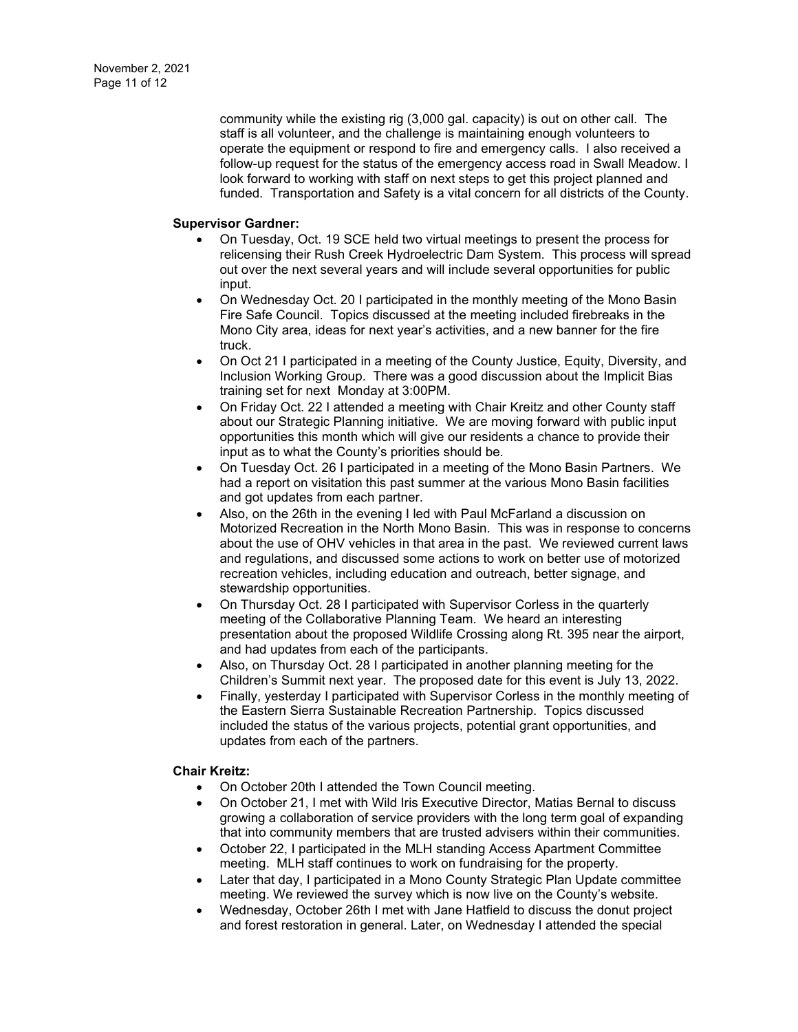community while the existing rig (3,000 gal. capacity) is out on other call. The staff is all volunteer, and the challenge is maintaining enough volunteers to operate the equipment or respond to fire and emergency calls. I also received a follow-up request for the status of the emergency access road in Swall Meadow. I look forward to working with staff on next steps to get this project planned and funded. Transportation and Safety is a vital concern for all districts of the County.

**Supervisor Gardner:**

- On Tuesday, Oct. 19 SCE held two virtual meetings to present the process for relicensing their Rush Creek Hydroelectric Dam System. This process will spread out over the next several years and will include several opportunities for public input.
- On Wednesday Oct. 20 I participated in the monthly meeting of the Mono Basin Fire Safe Council. Topics discussed at the meeting included firebreaks in the Mono City area, ideas for next year's activities, and a new banner for the fire truck.
- On Oct 21 I participated in a meeting of the County Justice, Equity, Diversity, and Inclusion Working Group. There was a good discussion about the Implicit Bias training set for next Monday at 3:00PM.
- On Friday Oct. 22 I attended a meeting with Chair Kreitz and other County staff about our Strategic Planning initiative. We are moving forward with public input opportunities this month which will give our residents a chance to provide their input as to what the County's priorities should be.
- On Tuesday Oct. 26 I participated in a meeting of the Mono Basin Partners. We had a report on visitation this past summer at the various Mono Basin facilities and got updates from each partner.
- Also, on the 26th in the evening I led with Paul McFarland a discussion on Motorized Recreation in the North Mono Basin. This was in response to concerns about the use of OHV vehicles in that area in the past. We reviewed current laws and regulations, and discussed some actions to work on better use of motorized recreation vehicles, including education and outreach, better signage, and stewardship opportunities.
- On Thursday Oct. 28 I participated with Supervisor Corless in the quarterly meeting of the Collaborative Planning Team. We heard an interesting presentation about the proposed Wildlife Crossing along Rt. 395 near the airport, and had updates from each of the participants.
- Also, on Thursday Oct. 28 I participated in another planning meeting for the Children's Summit next year. The proposed date for this event is July 13, 2022.
- Finally, yesterday I participated with Supervisor Corless in the monthly meeting of the Eastern Sierra Sustainable Recreation Partnership. Topics discussed included the status of the various projects, potential grant opportunities, and updates from each of the partners.

**Chair Kreitz:**

- On October 20th I attended the Town Council meeting.
- On October 21, I met with Wild Iris Executive Director, Matias Bernal to discuss growing a collaboration of service providers with the long term goal of expanding that into community members that are trusted advisers within their communities.
- October 22, I participated in the MLH standing Access Apartment Committee meeting. MLH staff continues to work on fundraising for the property.
- Later that day, I participated in a Mono County Strategic Plan Update committee meeting. We reviewed the survey which is now live on the County's website.
- Wednesday, October 26th I met with Jane Hatfield to discuss the donut project and forest restoration in general. Later, on Wednesday I attended the special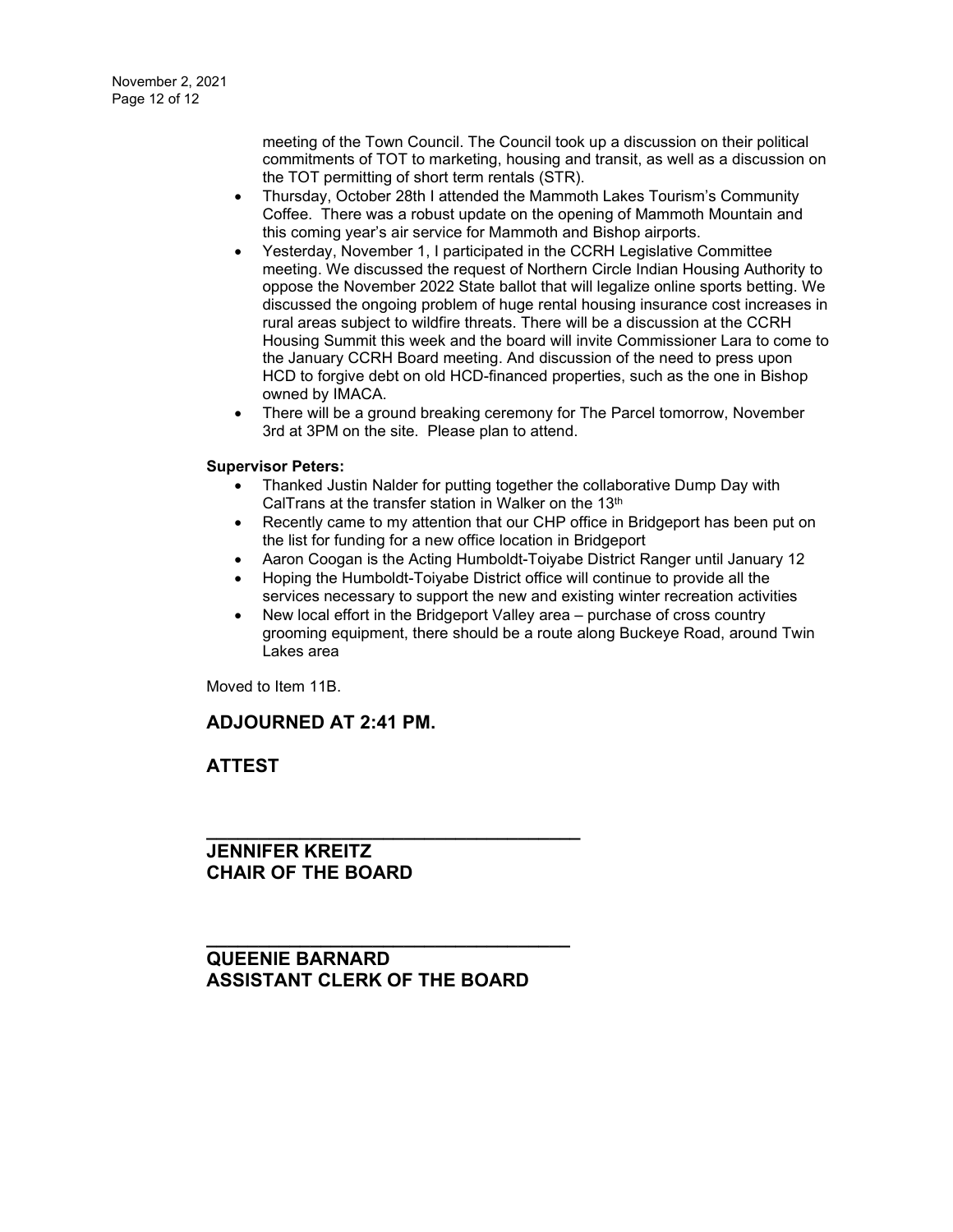meeting of the Town Council. The Council took up a discussion on their political commitments of TOT to marketing, housing and transit, as well as a discussion on the TOT permitting of short term rentals (STR).

- Thursday, October 28th I attended the Mammoth Lakes Tourism's Community Coffee. There was a robust update on the opening of Mammoth Mountain and this coming year's air service for Mammoth and Bishop airports.
- Yesterday, November 1, I participated in the CCRH Legislative Committee meeting. We discussed the request of Northern Circle Indian Housing Authority to oppose the November 2022 State ballot that will legalize online sports betting. We discussed the ongoing problem of huge rental housing insurance cost increases in rural areas subject to wildfire threats. There will be a discussion at the CCRH Housing Summit this week and the board will invite Commissioner Lara to come to the January CCRH Board meeting. And discussion of the need to press upon HCD to forgive debt on old HCD-financed properties, such as the one in Bishop owned by IMACA.
- There will be a ground breaking ceremony for The Parcel tomorrow, November 3rd at 3PM on the site. Please plan to attend.

**Supervisor Peters:**

- Thanked Justin Nalder for putting together the collaborative Dump Day with CalTrans at the transfer station in Walker on the 13th
- Recently came to my attention that our CHP office in Bridgeport has been put on the list for funding for a new office location in Bridgeport
- Aaron Coogan is the Acting Humboldt-Toiyabe District Ranger until January 12
- Hoping the Humboldt-Toiyabe District office will continue to provide all the services necessary to support the new and existing winter recreation activities
- New local effort in the Bridgeport Valley area – purchase of cross country grooming equipment, there should be a route along Buckeye Road, around Twin Lakes area

Moved to Item 11B.

## ADJOURNED AT 2:41 PM.

## ATTEST

\_\_\_\_\_\_\_\_\_\_\_\_\_\_\_\_\_\_\_\_\_\_\_\_\_\_\_\_\_\_\_\_\_\_\_\_\_\_

**JENNIFER KREITZ**
**CHAIR OF THE BOARD**

\_\_\_\_\_\_\_\_\_\_\_\_\_\_\_\_\_\_\_\_\_\_\_\_\_\_\_\_\_\_\_\_\_\_\_\_\_\_

**QUEENIE BARNARD**
**ASSISTANT CLERK OF THE BOARD**